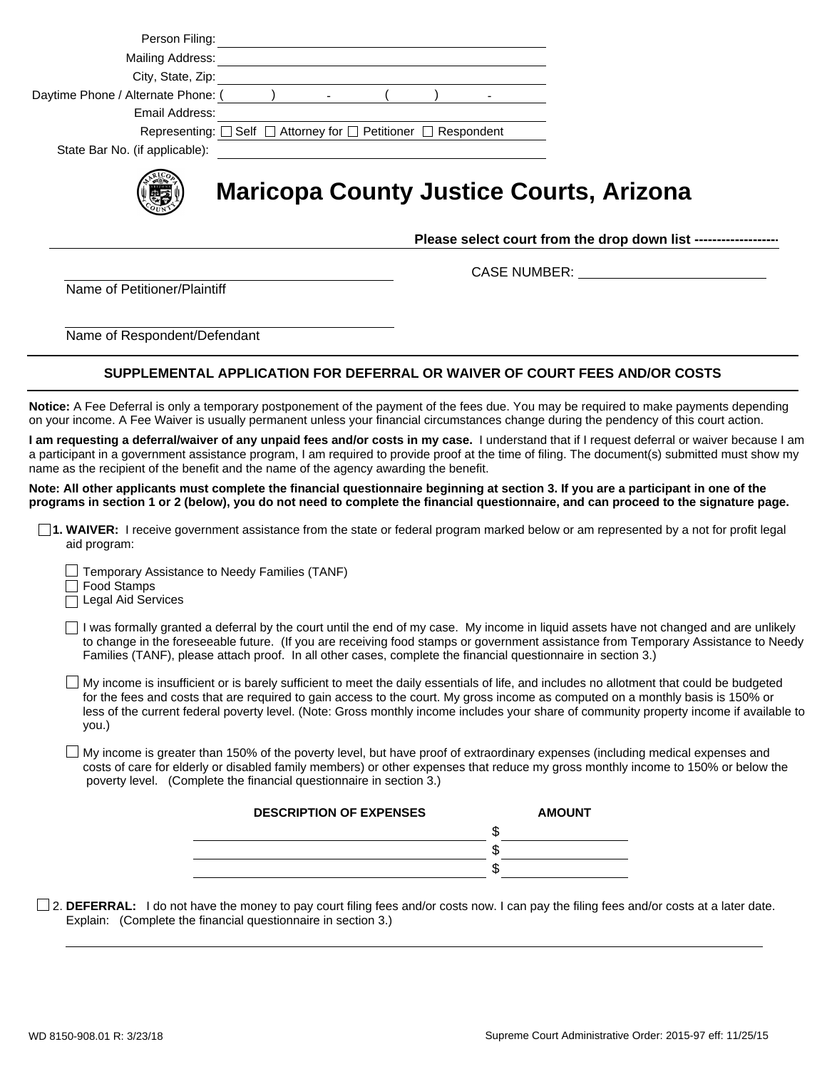Person Filing: ______________________________

Mailing Address: ______________________________

City, State, Zip: ______________________________

Daytime Phone / Alternate Phone: ( ) - ( ) -

Email Address: ______________________________

Representing: ☐ Self ☐ Attorney for ☐ Petitioner ☐ Respondent

State Bar No. (if applicable): ______________________________

# Maricopa County Justice Courts, Arizona

**Please select court from the drop down list -------------------**

CASE NUMBER: ______________________________

______________________________
Name of Petitioner/Plaintiff

______________________________
Name of Respondent/Defendant

## SUPPLEMENTAL APPLICATION FOR DEFERRAL OR WAIVER OF COURT FEES AND/OR COSTS

**Notice:** A Fee Deferral is only a temporary postponement of the payment of the fees due. You may be required to make payments depending on your income. A Fee Waiver is usually permanent unless your financial circumstances change during the pendency of this court action.

**I am requesting a deferral/waiver of any unpaid fees and/or costs in my case.** I understand that if I request deferral or waiver because I am a participant in a government assistance program, I am required to provide proof at the time of filing. The document(s) submitted must show my name as the recipient of the benefit and the name of the agency awarding the benefit.

**Note: All other applicants must complete the financial questionnaire beginning at section 3. If you are a participant in one of the programs in section 1 or 2 (below), you do not need to complete the financial questionnaire, and can proceed to the signature page.**

☐ **1. WAIVER:** I receive government assistance from the state or federal program marked below or am represented by a not for profit legal aid program:

- ☐ Temporary Assistance to Needy Families (TANF)
- ☐ Food Stamps
- ☐ Legal Aid Services

☐ I was formally granted a deferral by the court until the end of my case. My income in liquid assets have not changed and are unlikely to change in the foreseeable future. (If you are receiving food stamps or government assistance from Temporary Assistance to Needy Families (TANF), please attach proof. In all other cases, complete the financial questionnaire in section 3.)

☐ My income is insufficient or is barely sufficient to meet the daily essentials of life, and includes no allotment that could be budgeted for the fees and costs that are required to gain access to the court. My gross income as computed on a monthly basis is 150% or less of the current federal poverty level. (Note: Gross monthly income includes your share of community property income if available to you.)

☐ My income is greater than 150% of the poverty level, but have proof of extraordinary expenses (including medical expenses and costs of care for elderly or disabled family members) or other expenses that reduce my gross monthly income to 150% or below the poverty level. (Complete the financial questionnaire in section 3.)

| DESCRIPTION OF EXPENSES | AMOUNT |
| --- | --- |
| | $ |
| | $ |
| | $ |

☐ 2. **DEFERRAL:** I do not have the money to pay court filing fees and/or costs now. I can pay the filing fees and/or costs at a later date. Explain: (Complete the financial questionnaire in section 3.)

______________________________________________________________________

WD 8150-908.01 R: 3/23/18

Supreme Court Administrative Order: 2015-97 eff: 11/25/15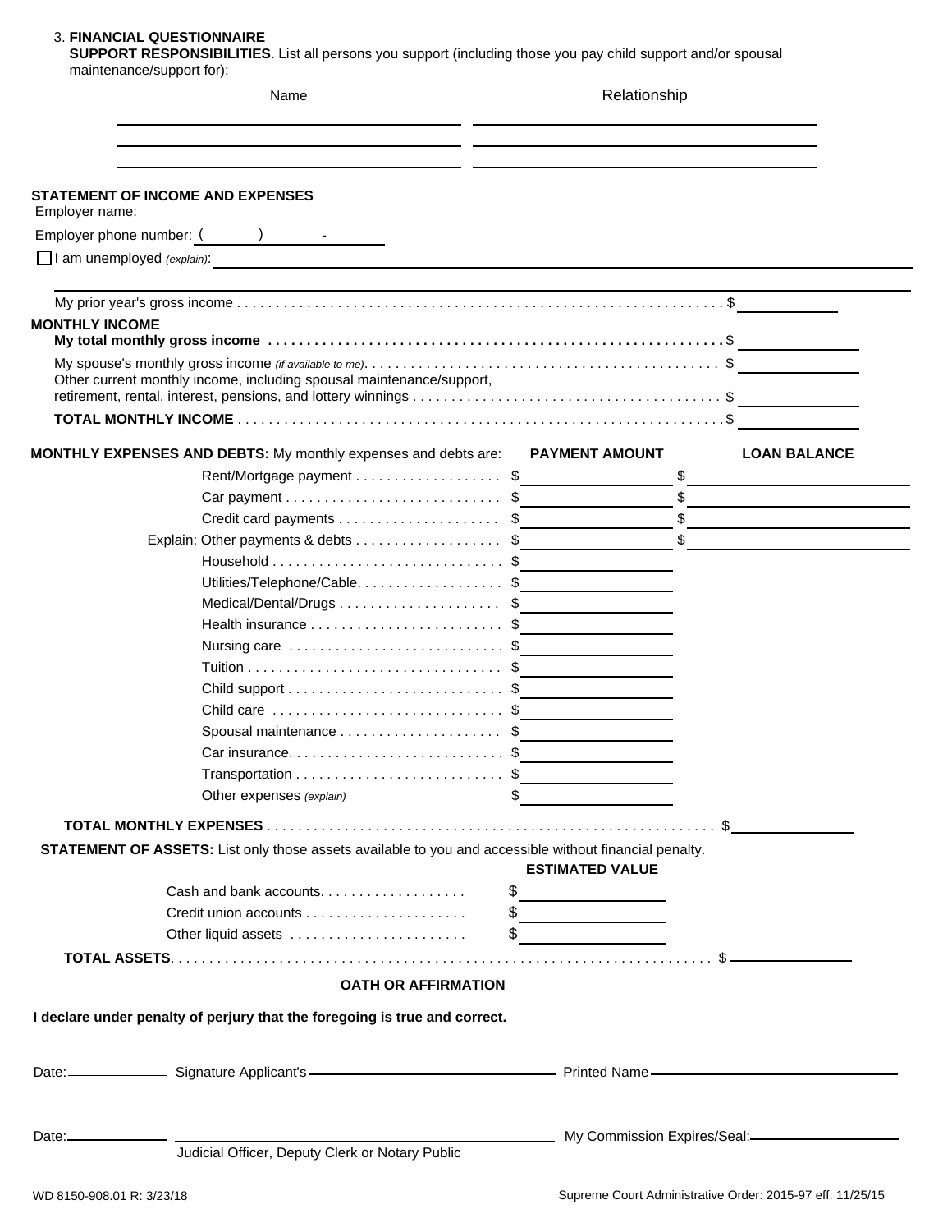3. **FINANCIAL QUESTIONNAIRE**

**SUPPORT RESPONSIBILITIES**. List all persons you support (including those you pay child support and/or spousal maintenance/support for):

| Name | Relationship |
|---|---|
| | |
| | |
| | |

**STATEMENT OF INCOME AND EXPENSES**

Employer name: ______________________________

Employer phone number: (      )      -

☐ I am unemployed *(explain)*: ______________________________

My prior year's gross income . . . . . . . . . . $ __________

**MONTHLY INCOME**

**My total monthly gross income . . . . . . . . . . $** __________

My spouse's monthly gross income *(if available to me)*. . . . . . . . . . $ __________

Other current monthly income, including spousal maintenance/support, retirement, rental, interest, pensions, and lottery winnings . . . . . . . . . . $ __________

TOTAL MONTHLY INCOME . . . . . . . . . . $ __________

**MONTHLY EXPENSES AND DEBTS:** My monthly expenses and debts are:

| | PAYMENT AMOUNT | LOAN BALANCE |
|---|---|---|
| Rent/Mortgage payment | $ | $ |
| Car payment | $ | $ |
| Credit card payments | $ | $ |
| Explain: Other payments & debts | $ | $ |
| Household | $ | |
| Utilities/Telephone/Cable | $ | |
| Medical/Dental/Drugs | $ | |
| Health insurance | $ | |
| Nursing care | $ | |
| Tuition | $ | |
| Child support | $ | |
| Child care | $ | |
| Spousal maintenance | $ | |
| Car insurance | $ | |
| Transportation | $ | |
| Other expenses *(explain)* | $ | |

**TOTAL MONTHLY EXPENSES** . . . . . . . . . . $ __________

**STATEMENT OF ASSETS:** List only those assets available to you and accessible without financial penalty.

| | ESTIMATED VALUE |
|---|---|
| Cash and bank accounts | $ |
| Credit union accounts | $ |
| Other liquid assets | $ |

**TOTAL ASSETS**. . . . . . . . . . $ __________

**OATH OR AFFIRMATION**

**I declare under penalty of perjury that the foregoing is true and correct.**

Date: __________ Signature Applicant's ______________________________ Printed Name ______________________________

Date: __________ ______________________________ My Commission Expires/Seal: ______________________________

Judicial Officer, Deputy Clerk or Notary Public

WD 8150-908.01 R: 3/23/18

Supreme Court Administrative Order: 2015-97 eff: 11/25/15